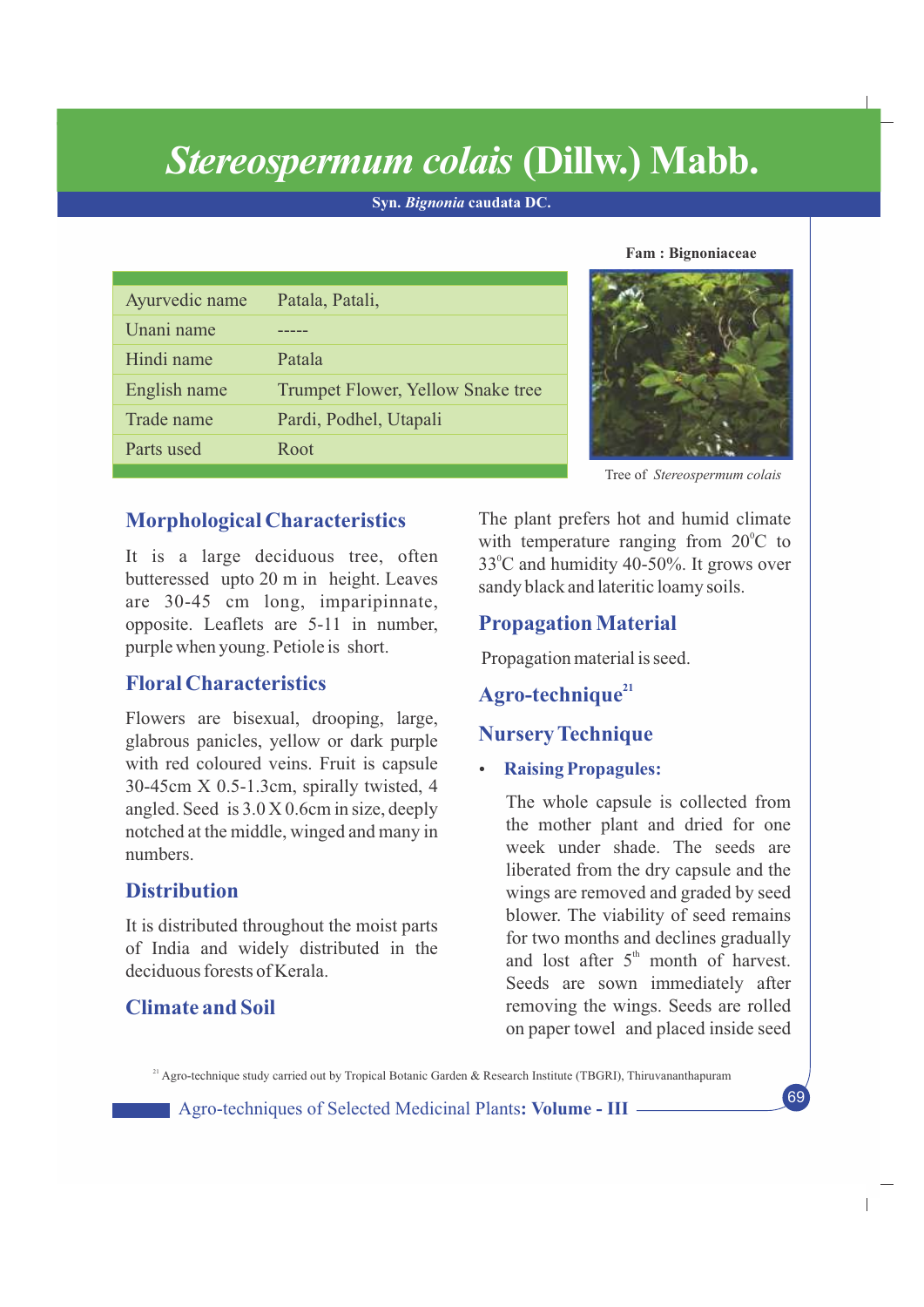# *Stereospermum colais* (Dillw.) Mabb.

**Syn. *Bignonia* caudata DC.**

**Fam : Bignoniaceae**

| | |
|---|---|
| Ayurvedic name | Patala, Patali, |
| Unani name | ----- |
| Hindi name | Patala |
| English name | Trumpet Flower, Yellow Snake tree |
| Trade name | Pardi, Podhel, Utapali |
| Parts used | Root |

Tree of *Stereospermum colais*

## Morphological Characteristics

It is a large deciduous tree, often butteressed upto 20 m in height. Leaves are 30-45 cm long, imparipinnate, opposite. Leaflets are 5-11 in number, purple when young. Petiole is short.

## Floral Characteristics

Flowers are bisexual, drooping, large, glabrous panicles, yellow or dark purple with red coloured veins. Fruit is capsule 30-45cm X 0.5-1.3cm, spirally twisted, 4 angled. Seed is 3.0 X 0.6cm in size, deeply notched at the middle, winged and many in numbers.

## Distribution

It is distributed throughout the moist parts of India and widely distributed in the deciduous forests of Kerala.

## Climate and Soil

The plant prefers hot and humid climate with temperature ranging from 20°C to 33°C and humidity 40-50%. It grows over sandy black and lateritic loamy soils.

## Propagation Material

Propagation material is seed.

## Agro-technique[21]

## Nursery Technique

- **Raising Propagules:**

  The whole capsule is collected from the mother plant and dried for one week under shade. The seeds are liberated from the dry capsule and the wings are removed and graded by seed blower. The viability of seed remains for two months and declines gradually and lost after 5th month of harvest. Seeds are sown immediately after removing the wings. Seeds are rolled on paper towel and placed inside seed

[21] Agro-technique study carried out by Tropical Botanic Garden & Research Institute (TBGRI), Thiruvananthapuram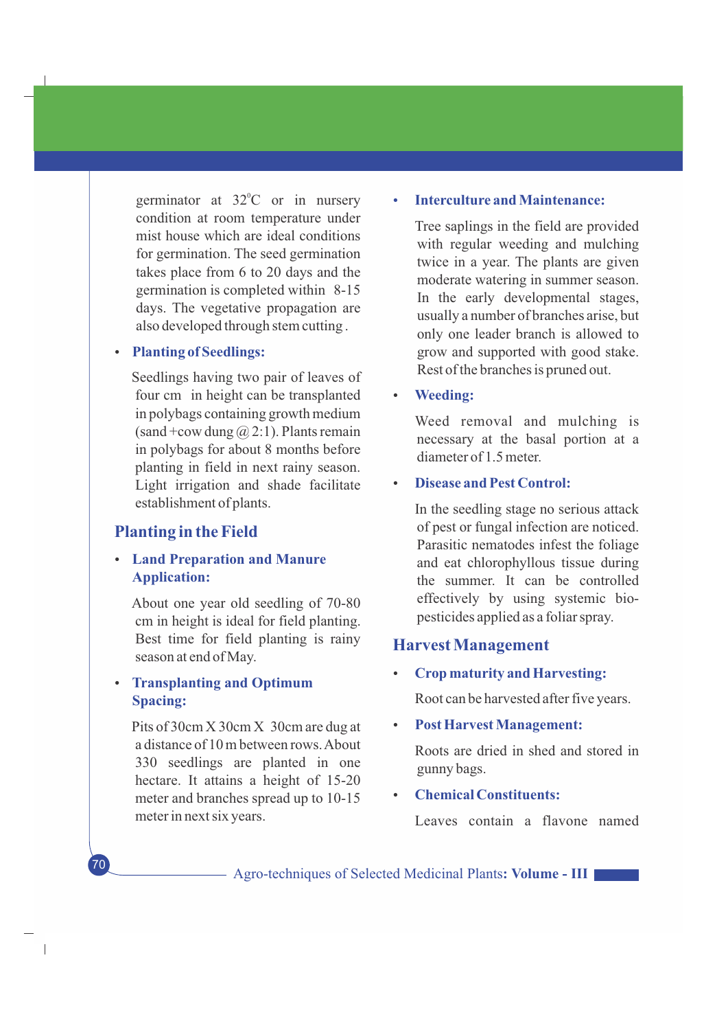germinator at 32°C or in nursery condition at room temperature under mist house which are ideal conditions for germination. The seed germination takes place from 6 to 20 days and the germination is completed within 8-15 days. The vegetative propagation are also developed through stem cutting .

- **Planting of Seedlings:**

  Seedlings having two pair of leaves of four cm in height can be transplanted in polybags containing growth medium (sand +cow dung @ 2:1). Plants remain in polybags for about 8 months before planting in field in next rainy season. Light irrigation and shade facilitate establishment of plants.

## Planting in the Field

- **Land Preparation and Manure Application:**

  About one year old seedling of 70-80 cm in height is ideal for field planting. Best time for field planting is rainy season at end of May.

- **Transplanting and Optimum Spacing:**

  Pits of 30cm X 30cm X 30cm are dug at a distance of 10 m between rows. About 330 seedlings are planted in one hectare. It attains a height of 15-20 meter and branches spread up to 10-15 meter in next six years.

- **Interculture and Maintenance:**

  Tree saplings in the field are provided with regular weeding and mulching twice in a year. The plants are given moderate watering in summer season. In the early developmental stages, usually a number of branches arise, but only one leader branch is allowed to grow and supported with good stake. Rest of the branches is pruned out.

- **Weeding:**

  Weed removal and mulching is necessary at the basal portion at a diameter of 1.5 meter.

- **Disease and Pest Control:**

  In the seedling stage no serious attack of pest or fungal infection are noticed. Parasitic nematodes infest the foliage and eat chlorophyllous tissue during the summer. It can be controlled effectively by using systemic bio-pesticides applied as a foliar spray.

## Harvest Management

- **Crop maturity and Harvesting:**

  Root can be harvested after five years.

- **Post Harvest Management:**

  Roots are dried in shed and stored in gunny bags.

- **Chemical Constituents:**

  Leaves contain a flavone named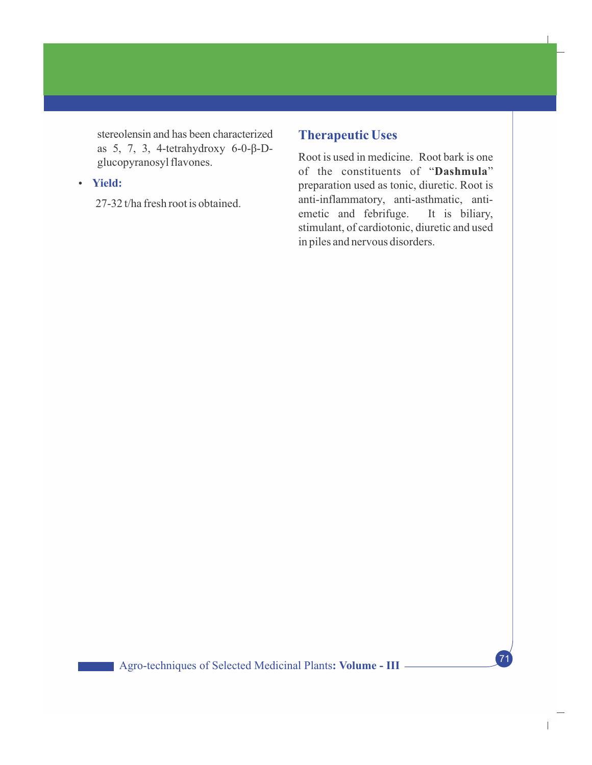stereolensin and has been characterized as 5, 7, 3, 4-tetrahydroxy 6-0-β-D-glucopyranosyl flavones.

- **Yield:**

  27-32 t/ha fresh root is obtained.

## Therapeutic Uses

Root is used in medicine. Root bark is one of the constituents of "**Dashmula**" preparation used as tonic, diuretic. Root is anti-inflammatory, anti-asthmatic, anti-emetic and febrifuge. It is biliary, stimulant, of cardiotonic, diuretic and used in piles and nervous disorders.